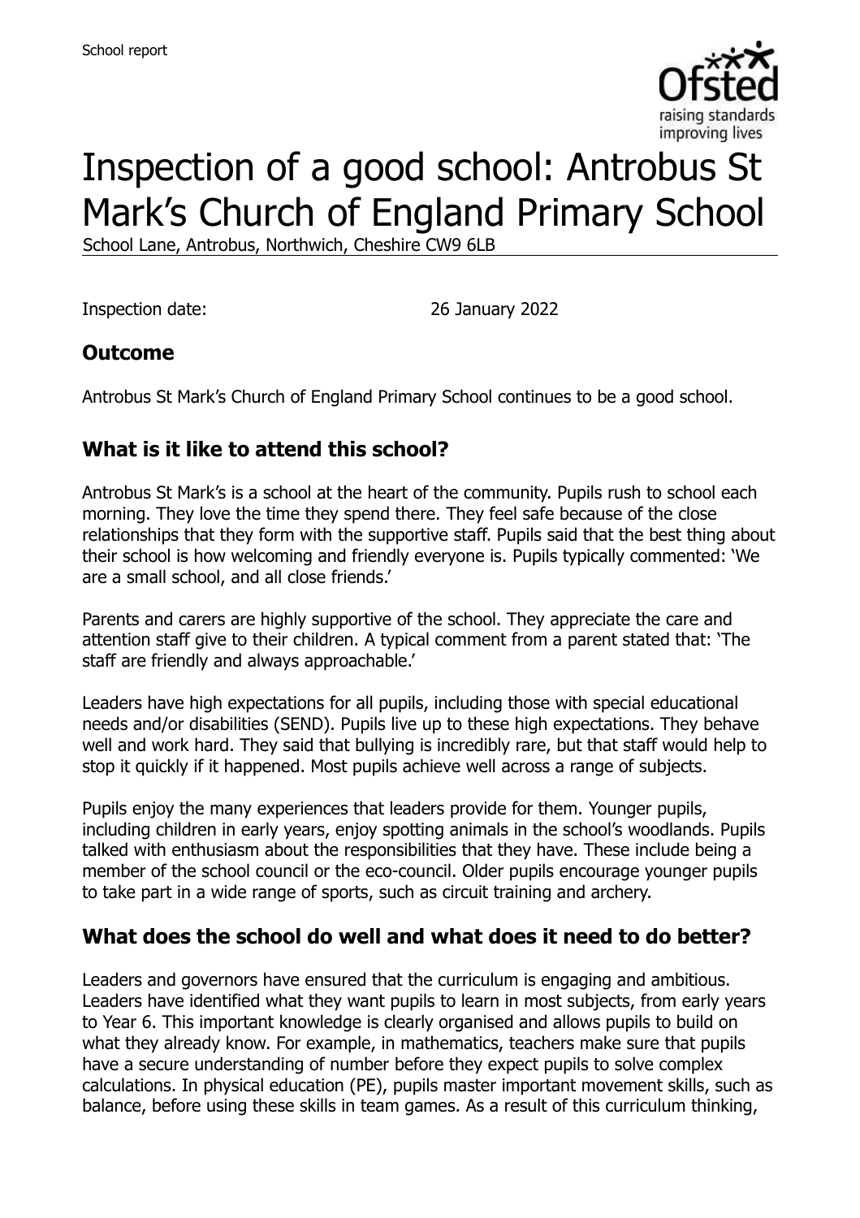School report

# Inspection of a good school: Antrobus St Mark's Church of England Primary School

School Lane, Antrobus, Northwich, Cheshire CW9 6LB

Inspection date: 26 January 2022

## Outcome

Antrobus St Mark's Church of England Primary School continues to be a good school.

## What is it like to attend this school?

Antrobus St Mark's is a school at the heart of the community. Pupils rush to school each morning. They love the time they spend there. They feel safe because of the close relationships that they form with the supportive staff. Pupils said that the best thing about their school is how welcoming and friendly everyone is. Pupils typically commented: 'We are a small school, and all close friends.'

Parents and carers are highly supportive of the school. They appreciate the care and attention staff give to their children. A typical comment from a parent stated that: 'The staff are friendly and always approachable.'

Leaders have high expectations for all pupils, including those with special educational needs and/or disabilities (SEND). Pupils live up to these high expectations. They behave well and work hard. They said that bullying is incredibly rare, but that staff would help to stop it quickly if it happened. Most pupils achieve well across a range of subjects.

Pupils enjoy the many experiences that leaders provide for them. Younger pupils, including children in early years, enjoy spotting animals in the school's woodlands. Pupils talked with enthusiasm about the responsibilities that they have. These include being a member of the school council or the eco-council. Older pupils encourage younger pupils to take part in a wide range of sports, such as circuit training and archery.

## What does the school do well and what does it need to do better?

Leaders and governors have ensured that the curriculum is engaging and ambitious. Leaders have identified what they want pupils to learn in most subjects, from early years to Year 6. This important knowledge is clearly organised and allows pupils to build on what they already know. For example, in mathematics, teachers make sure that pupils have a secure understanding of number before they expect pupils to solve complex calculations. In physical education (PE), pupils master important movement skills, such as balance, before using these skills in team games. As a result of this curriculum thinking,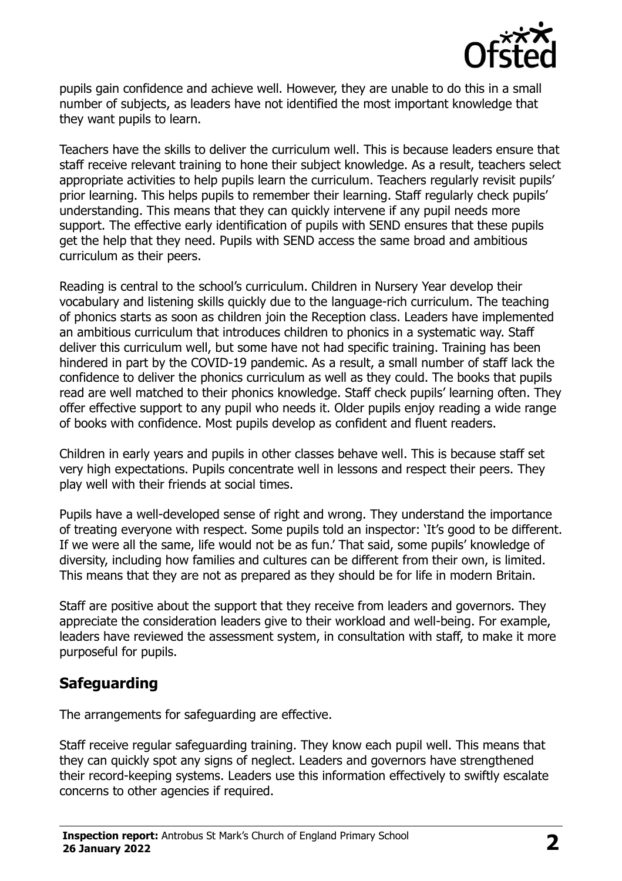pupils gain confidence and achieve well. However, they are unable to do this in a small number of subjects, as leaders have not identified the most important knowledge that they want pupils to learn.

Teachers have the skills to deliver the curriculum well. This is because leaders ensure that staff receive relevant training to hone their subject knowledge. As a result, teachers select appropriate activities to help pupils learn the curriculum. Teachers regularly revisit pupils' prior learning. This helps pupils to remember their learning. Staff regularly check pupils' understanding. This means that they can quickly intervene if any pupil needs more support. The effective early identification of pupils with SEND ensures that these pupils get the help that they need. Pupils with SEND access the same broad and ambitious curriculum as their peers.

Reading is central to the school's curriculum. Children in Nursery Year develop their vocabulary and listening skills quickly due to the language-rich curriculum. The teaching of phonics starts as soon as children join the Reception class. Leaders have implemented an ambitious curriculum that introduces children to phonics in a systematic way. Staff deliver this curriculum well, but some have not had specific training. Training has been hindered in part by the COVID-19 pandemic. As a result, a small number of staff lack the confidence to deliver the phonics curriculum as well as they could. The books that pupils read are well matched to their phonics knowledge. Staff check pupils' learning often. They offer effective support to any pupil who needs it. Older pupils enjoy reading a wide range of books with confidence. Most pupils develop as confident and fluent readers.

Children in early years and pupils in other classes behave well. This is because staff set very high expectations. Pupils concentrate well in lessons and respect their peers. They play well with their friends at social times.

Pupils have a well-developed sense of right and wrong. They understand the importance of treating everyone with respect. Some pupils told an inspector: 'It's good to be different. If we were all the same, life would not be as fun.' That said, some pupils' knowledge of diversity, including how families and cultures can be different from their own, is limited. This means that they are not as prepared as they should be for life in modern Britain.

Staff are positive about the support that they receive from leaders and governors. They appreciate the consideration leaders give to their workload and well-being. For example, leaders have reviewed the assessment system, in consultation with staff, to make it more purposeful for pupils.

## Safeguarding

The arrangements for safeguarding are effective.

Staff receive regular safeguarding training. They know each pupil well. This means that they can quickly spot any signs of neglect. Leaders and governors have strengthened their record-keeping systems. Leaders use this information effectively to swiftly escalate concerns to other agencies if required.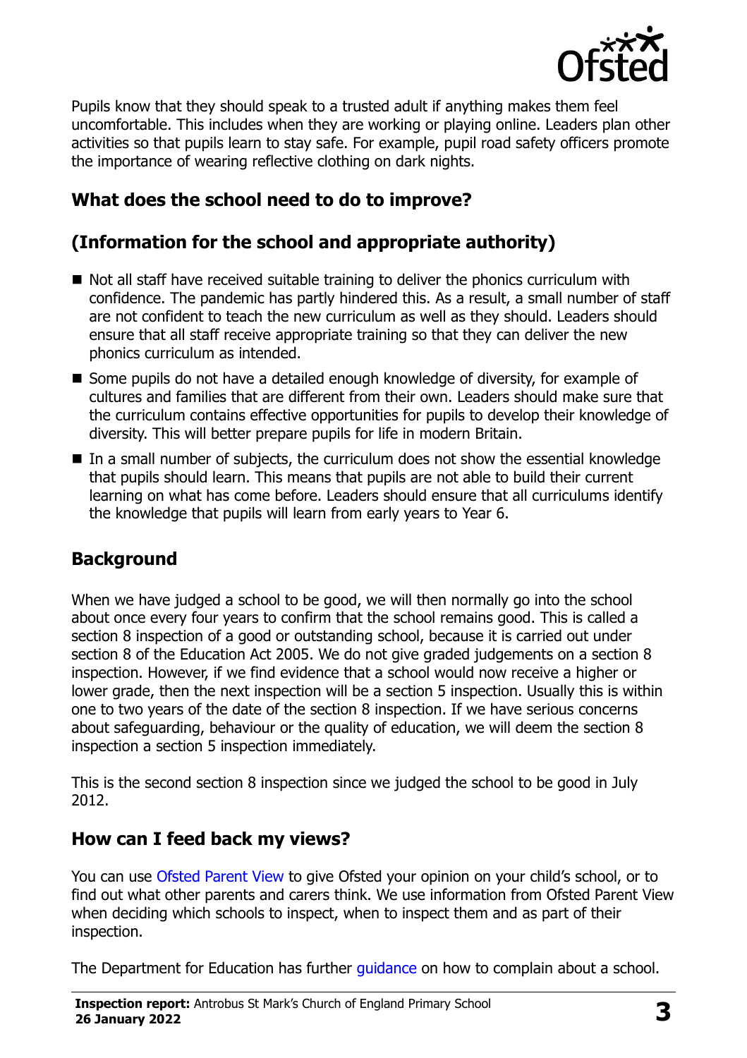Pupils know that they should speak to a trusted adult if anything makes them feel uncomfortable. This includes when they are working or playing online. Leaders plan other activities so that pupils learn to stay safe. For example, pupil road safety officers promote the importance of wearing reflective clothing on dark nights.

## What does the school need to do to improve?

## (Information for the school and appropriate authority)

- Not all staff have received suitable training to deliver the phonics curriculum with confidence. The pandemic has partly hindered this. As a result, a small number of staff are not confident to teach the new curriculum as well as they should. Leaders should ensure that all staff receive appropriate training so that they can deliver the new phonics curriculum as intended.
- Some pupils do not have a detailed enough knowledge of diversity, for example of cultures and families that are different from their own. Leaders should make sure that the curriculum contains effective opportunities for pupils to develop their knowledge of diversity. This will better prepare pupils for life in modern Britain.
- In a small number of subjects, the curriculum does not show the essential knowledge that pupils should learn. This means that pupils are not able to build their current learning on what has come before. Leaders should ensure that all curriculums identify the knowledge that pupils will learn from early years to Year 6.

## Background

When we have judged a school to be good, we will then normally go into the school about once every four years to confirm that the school remains good. This is called a section 8 inspection of a good or outstanding school, because it is carried out under section 8 of the Education Act 2005. We do not give graded judgements on a section 8 inspection. However, if we find evidence that a school would now receive a higher or lower grade, then the next inspection will be a section 5 inspection. Usually this is within one to two years of the date of the section 8 inspection. If we have serious concerns about safeguarding, behaviour or the quality of education, we will deem the section 8 inspection a section 5 inspection immediately.

This is the second section 8 inspection since we judged the school to be good in July 2012.

## How can I feed back my views?

You can use Ofsted Parent View to give Ofsted your opinion on your child's school, or to find out what other parents and carers think. We use information from Ofsted Parent View when deciding which schools to inspect, when to inspect them and as part of their inspection.

The Department for Education has further guidance on how to complain about a school.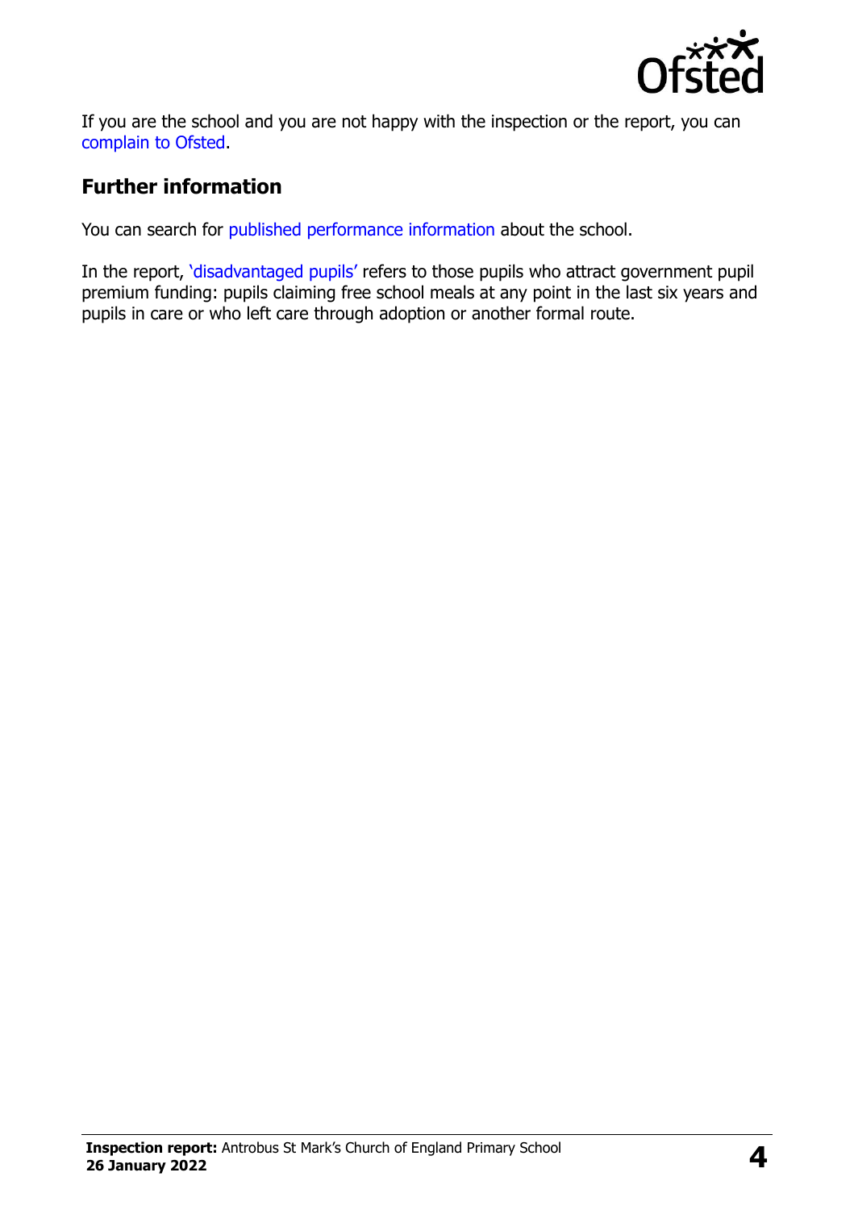If you are the school and you are not happy with the inspection or the report, you can complain to Ofsted.

## Further information

You can search for published performance information about the school.

In the report, 'disadvantaged pupils' refers to those pupils who attract government pupil premium funding: pupils claiming free school meals at any point in the last six years and pupils in care or who left care through adoption or another formal route.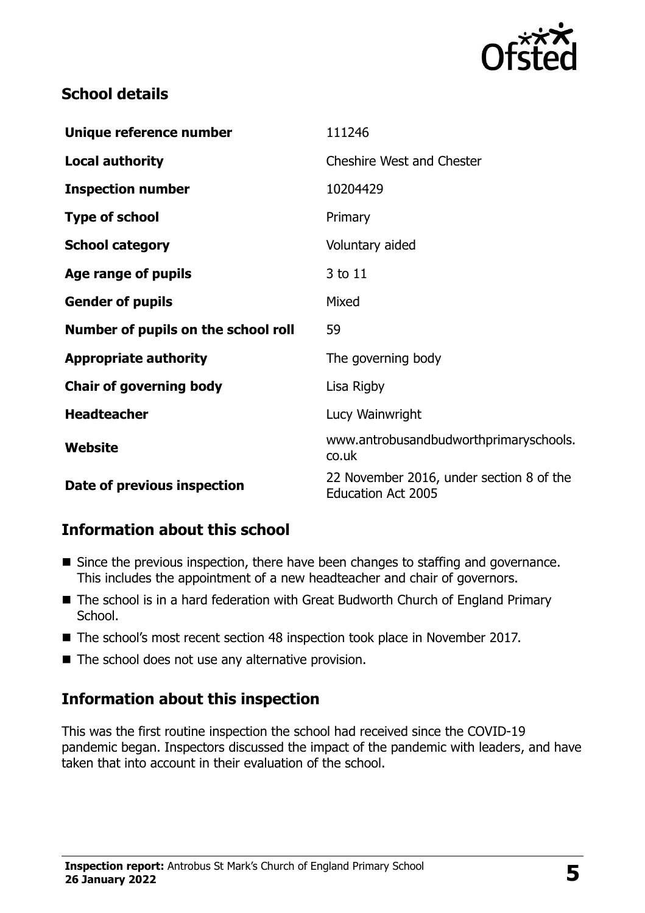## School details

| | |
|---|---|
| **Unique reference number** | 111246 |
| **Local authority** | Cheshire West and Chester |
| **Inspection number** | 10204429 |
| **Type of school** | Primary |
| **School category** | Voluntary aided |
| **Age range of pupils** | 3 to 11 |
| **Gender of pupils** | Mixed |
| **Number of pupils on the school roll** | 59 |
| **Appropriate authority** | The governing body |
| **Chair of governing body** | Lisa Rigby |
| **Headteacher** | Lucy Wainwright |
| **Website** | www.antrobusandbudworthprimaryschools.co.uk |
| **Date of previous inspection** | 22 November 2016, under section 8 of the Education Act 2005 |

## Information about this school

- Since the previous inspection, there have been changes to staffing and governance. This includes the appointment of a new headteacher and chair of governors.
- The school is in a hard federation with Great Budworth Church of England Primary School.
- The school's most recent section 48 inspection took place in November 2017.
- The school does not use any alternative provision.

## Information about this inspection

This was the first routine inspection the school had received since the COVID-19 pandemic began. Inspectors discussed the impact of the pandemic with leaders, and have taken that into account in their evaluation of the school.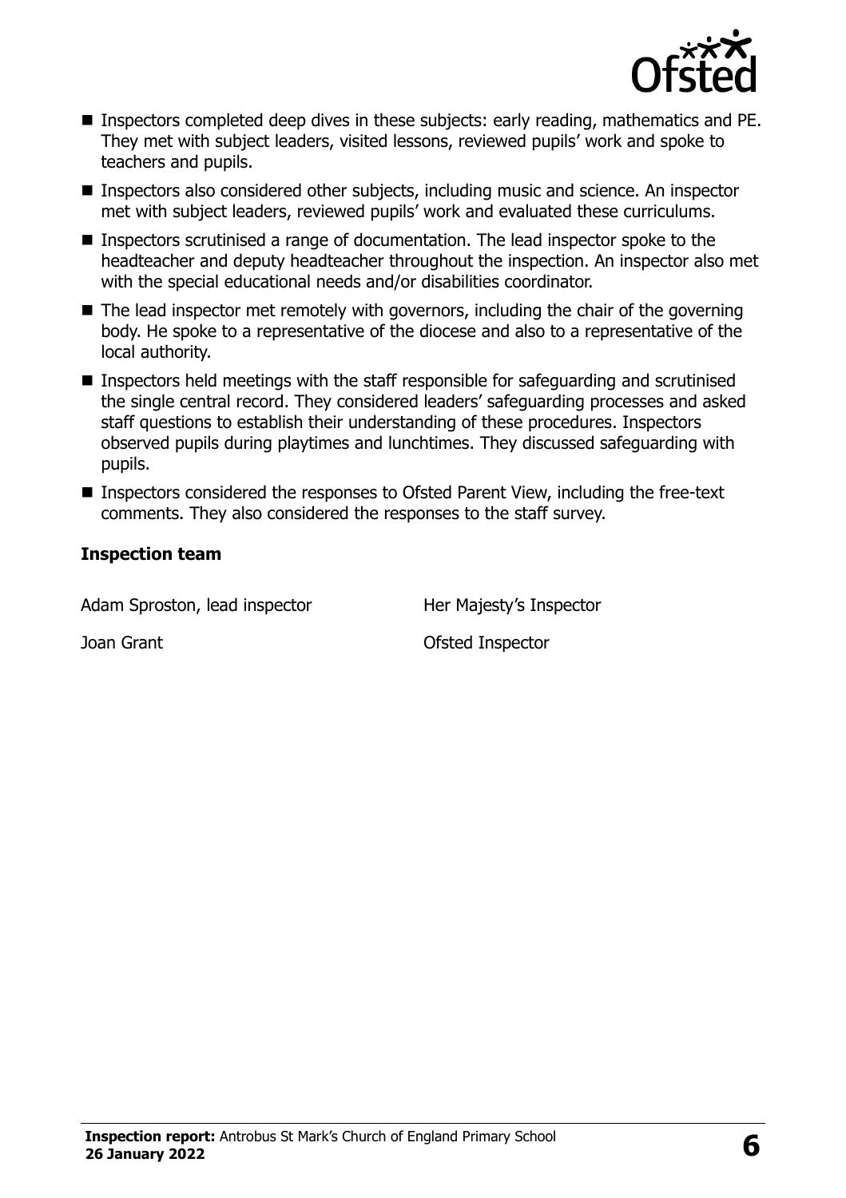- Inspectors completed deep dives in these subjects: early reading, mathematics and PE. They met with subject leaders, visited lessons, reviewed pupils' work and spoke to teachers and pupils.
- Inspectors also considered other subjects, including music and science. An inspector met with subject leaders, reviewed pupils' work and evaluated these curriculums.
- Inspectors scrutinised a range of documentation. The lead inspector spoke to the headteacher and deputy headteacher throughout the inspection. An inspector also met with the special educational needs and/or disabilities coordinator.
- The lead inspector met remotely with governors, including the chair of the governing body. He spoke to a representative of the diocese and also to a representative of the local authority.
- Inspectors held meetings with the staff responsible for safeguarding and scrutinised the single central record. They considered leaders' safeguarding processes and asked staff questions to establish their understanding of these procedures. Inspectors observed pupils during playtimes and lunchtimes. They discussed safeguarding with pupils.
- Inspectors considered the responses to Ofsted Parent View, including the free-text comments. They also considered the responses to the staff survey.

### Inspection team

| | |
|---|---|
| Adam Sproston, lead inspector | Her Majesty's Inspector |
| Joan Grant | Ofsted Inspector |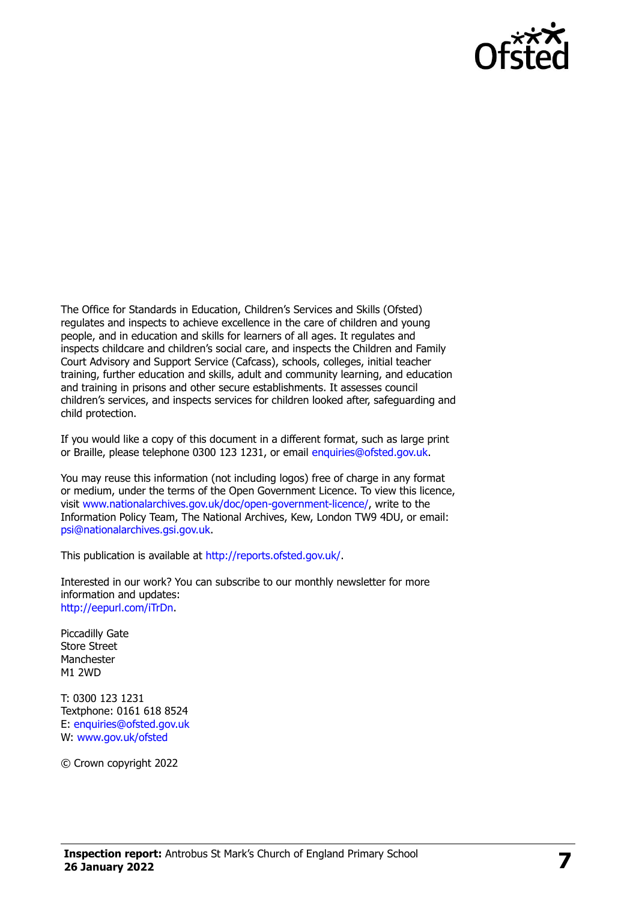The Office for Standards in Education, Children's Services and Skills (Ofsted) regulates and inspects to achieve excellence in the care of children and young people, and in education and skills for learners of all ages. It regulates and inspects childcare and children's social care, and inspects the Children and Family Court Advisory and Support Service (Cafcass), schools, colleges, initial teacher training, further education and skills, adult and community learning, and education and training in prisons and other secure establishments. It assesses council children's services, and inspects services for children looked after, safeguarding and child protection.

If you would like a copy of this document in a different format, such as large print or Braille, please telephone 0300 123 1231, or email enquiries@ofsted.gov.uk.

You may reuse this information (not including logos) free of charge in any format or medium, under the terms of the Open Government Licence. To view this licence, visit www.nationalarchives.gov.uk/doc/open-government-licence/, write to the Information Policy Team, The National Archives, Kew, London TW9 4DU, or email: psi@nationalarchives.gsi.gov.uk.

This publication is available at http://reports.ofsted.gov.uk/.

Interested in our work? You can subscribe to our monthly newsletter for more information and updates:
http://eepurl.com/iTrDn.

Piccadilly Gate
Store Street
Manchester
M1 2WD

T: 0300 123 1231
Textphone: 0161 618 8524
E: enquiries@ofsted.gov.uk
W: www.gov.uk/ofsted

© Crown copyright 2022